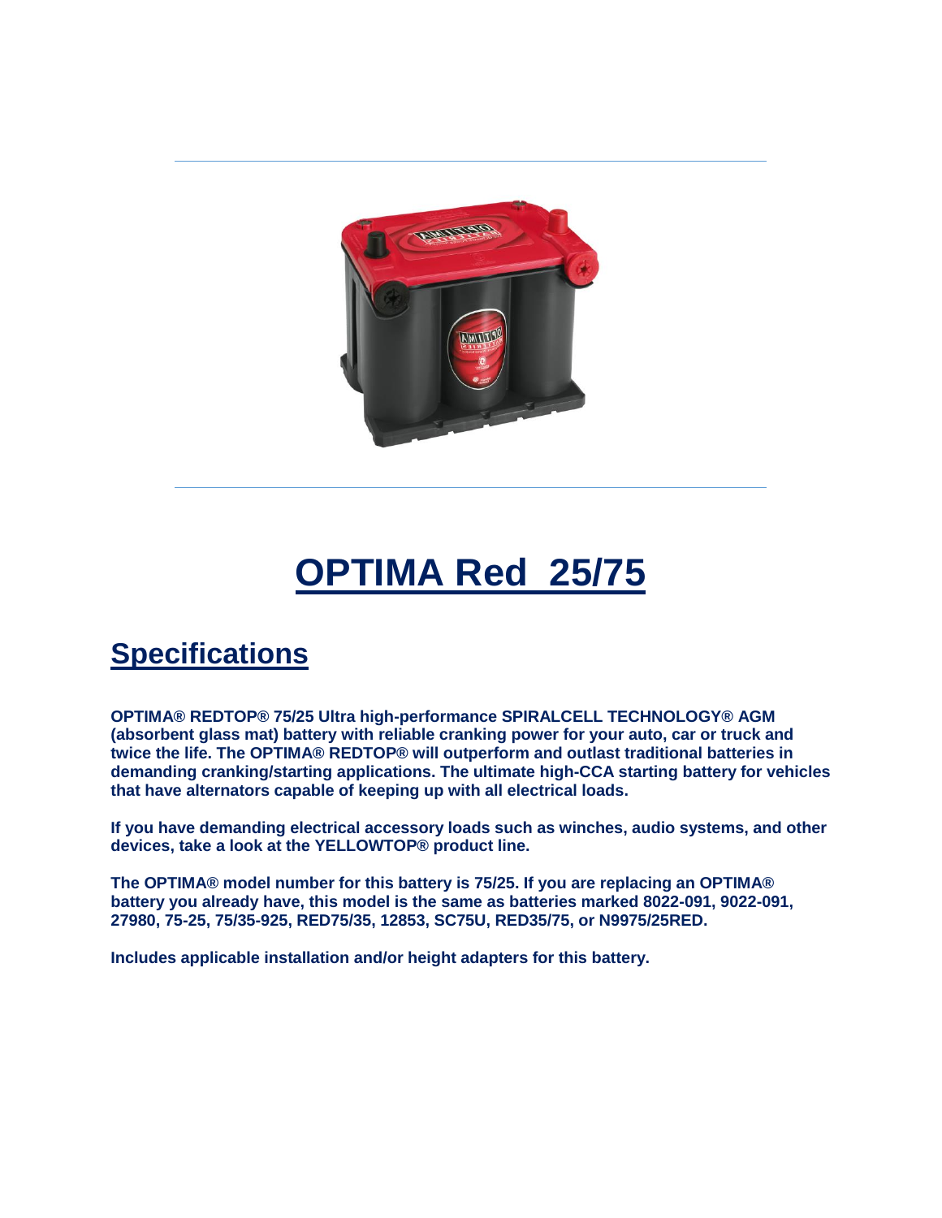# OPTIMA Red 25/75

## Specifications

**OPTIMA® REDTOP® 75/25 Ultra high-performance SPIRALCELL TECHNOLOGY® AGM (absorbent glass mat) battery with reliable cranking power for your auto, car or truck and twice the life. The OPTIMA® REDTOP® will outperform and outlast traditional batteries in demanding cranking/starting applications. The ultimate high-CCA starting battery for vehicles that have alternators capable of keeping up with all electrical loads.**

**If you have demanding electrical accessory loads such as winches, audio systems, and other devices, take a look at the YELLOWTOP® product line.**

**The OPTIMA® model number for this battery is 75/25. If you are replacing an OPTIMA® battery you already have, this model is the same as batteries marked 8022-091, 9022-091, 27980, 75-25, 75/35-925, RED75/35, 12853, SC75U, RED35/75, or N9975/25RED.**

**Includes applicable installation and/or height adapters for this battery.**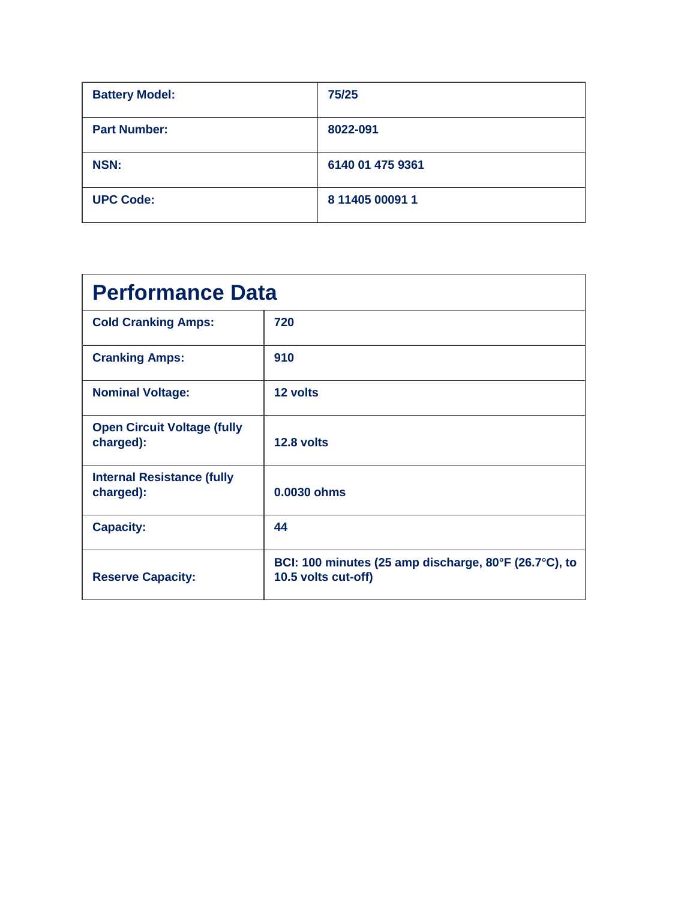| Battery Model: | 75/25 |
|---|---|
| Part Number: | 8022-091 |
| NSN: | 6140 01 475 9361 |
| UPC Code: | 8 11405 00091 1 |

## Performance Data

| | |
|---|---|
| Cold Cranking Amps: | 720 |
| Cranking Amps: | 910 |
| Nominal Voltage: | 12 volts |
| Open Circuit Voltage (fully charged): | 12.8 volts |
| Internal Resistance (fully charged): | 0.0030 ohms |
| Capacity: | 44 |
| Reserve Capacity: | BCI: 100 minutes (25 amp discharge, 80°F (26.7°C), to 10.5 volts cut-off) |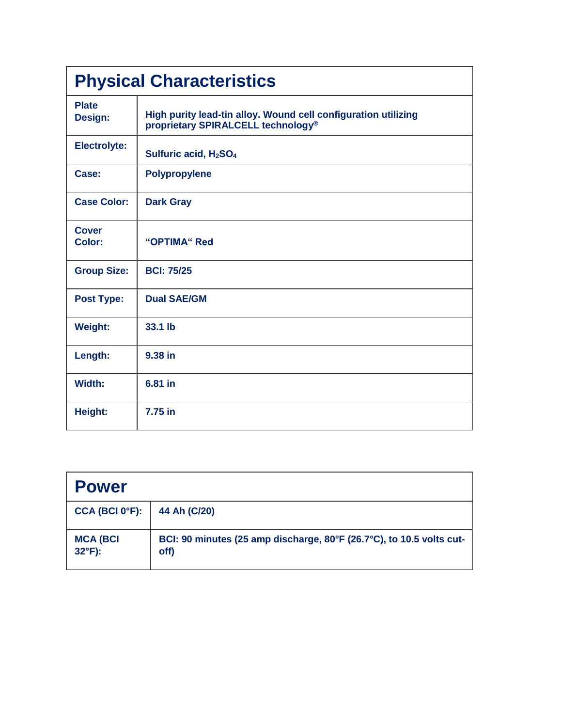| Physical Characteristics | |
|---|---|
| **Plate Design:** | **High purity lead-tin alloy. Wound cell configuration utilizing proprietary SPIRALCELL technology®** |
| **Electrolyte:** | **Sulfuric acid, $H_2SO_4$** |
| **Case:** | **Polypropylene** |
| **Case Color:** | **Dark Gray** |
| **Cover Color:** | **"OPTIMA" Red** |
| **Group Size:** | **BCI: 75/25** |
| **Post Type:** | **Dual SAE/GM** |
| **Weight:** | **33.1 lb** |
| **Length:** | **9.38 in** |
| **Width:** | **6.81 in** |
| **Height:** | **7.75 in** |

| Power | |
|---|---|
| **CCA (BCI 0°F):** | **44 Ah (C/20)** |
| **MCA (BCI 32°F):** | **BCI: 90 minutes (25 amp discharge, 80°F (26.7°C), to 10.5 volts cut-off)** |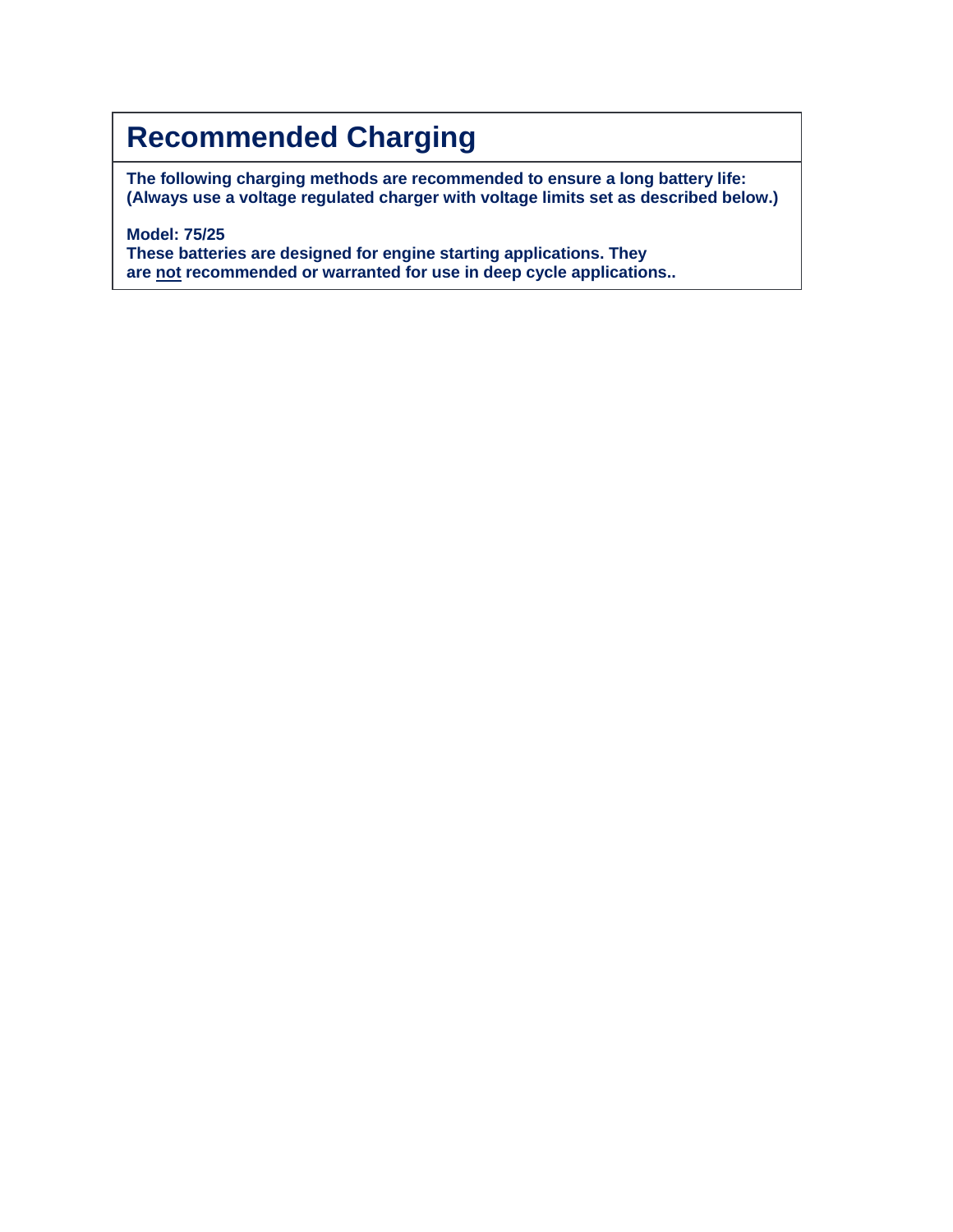# Recommended Charging

**The following charging methods are recommended to ensure a long battery life:**
**(Always use a voltage regulated charger with voltage limits set as described below.)**

**Model: 75/25**
**These batteries are designed for engine starting applications. They are <u>not</u> recommended or warranted for use in deep cycle applications..**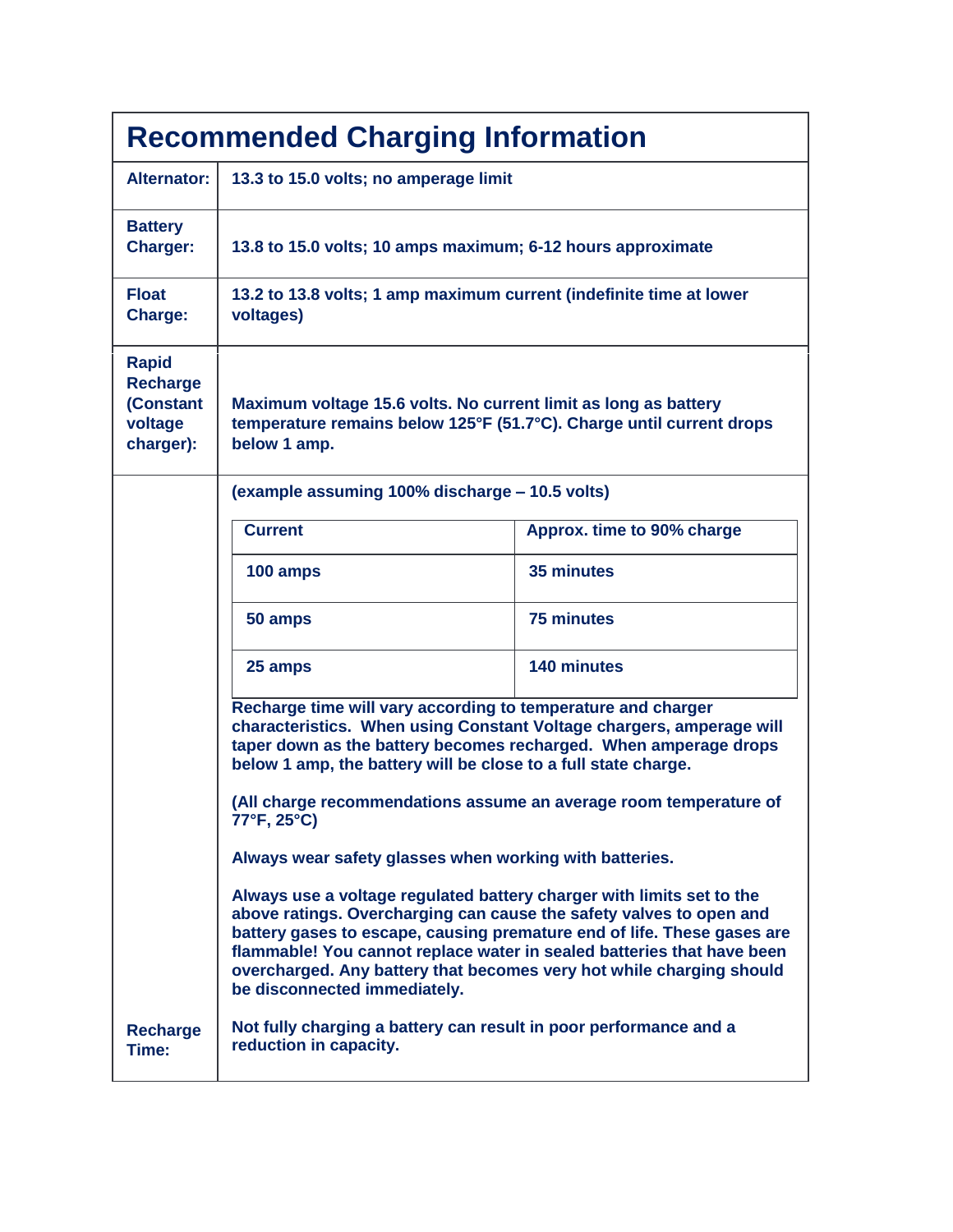# Recommended Charging Information

| | |
|---|---|
| **Alternator:** | **13.3 to 15.0 volts; no amperage limit** |
| **Battery Charger:** | **13.8 to 15.0 volts; 10 amps maximum; 6-12 hours approximate** |
| **Float Charge:** | **13.2 to 13.8 volts; 1 amp maximum current (indefinite time at lower voltages)** |
| **Rapid Recharge (Constant voltage charger):** | **Maximum voltage 15.6 volts. No current limit as long as battery temperature remains below 125°F (51.7°C). Charge until current drops below 1 amp.** |

**(example assuming 100% discharge – 10.5 volts)**

| Current | Approx. time to 90% charge |
|---|---|
| 100 amps | 35 minutes |
| 50 amps | 75 minutes |
| 25 amps | 140 minutes |

**Recharge time will vary according to temperature and charger characteristics. When using Constant Voltage chargers, amperage will taper down as the battery becomes recharged. When amperage drops below 1 amp, the battery will be close to a full state charge.**

**(All charge recommendations assume an average room temperature of 77°F, 25°C)**

**Always wear safety glasses when working with batteries.**

**Always use a voltage regulated battery charger with limits set to the above ratings. Overcharging can cause the safety valves to open and battery gases to escape, causing premature end of life. These gases are flammable! You cannot replace water in sealed batteries that have been overcharged. Any battery that becomes very hot while charging should be disconnected immediately.**

**Recharge Time:** **Not fully charging a battery can result in poor performance and a reduction in capacity.**